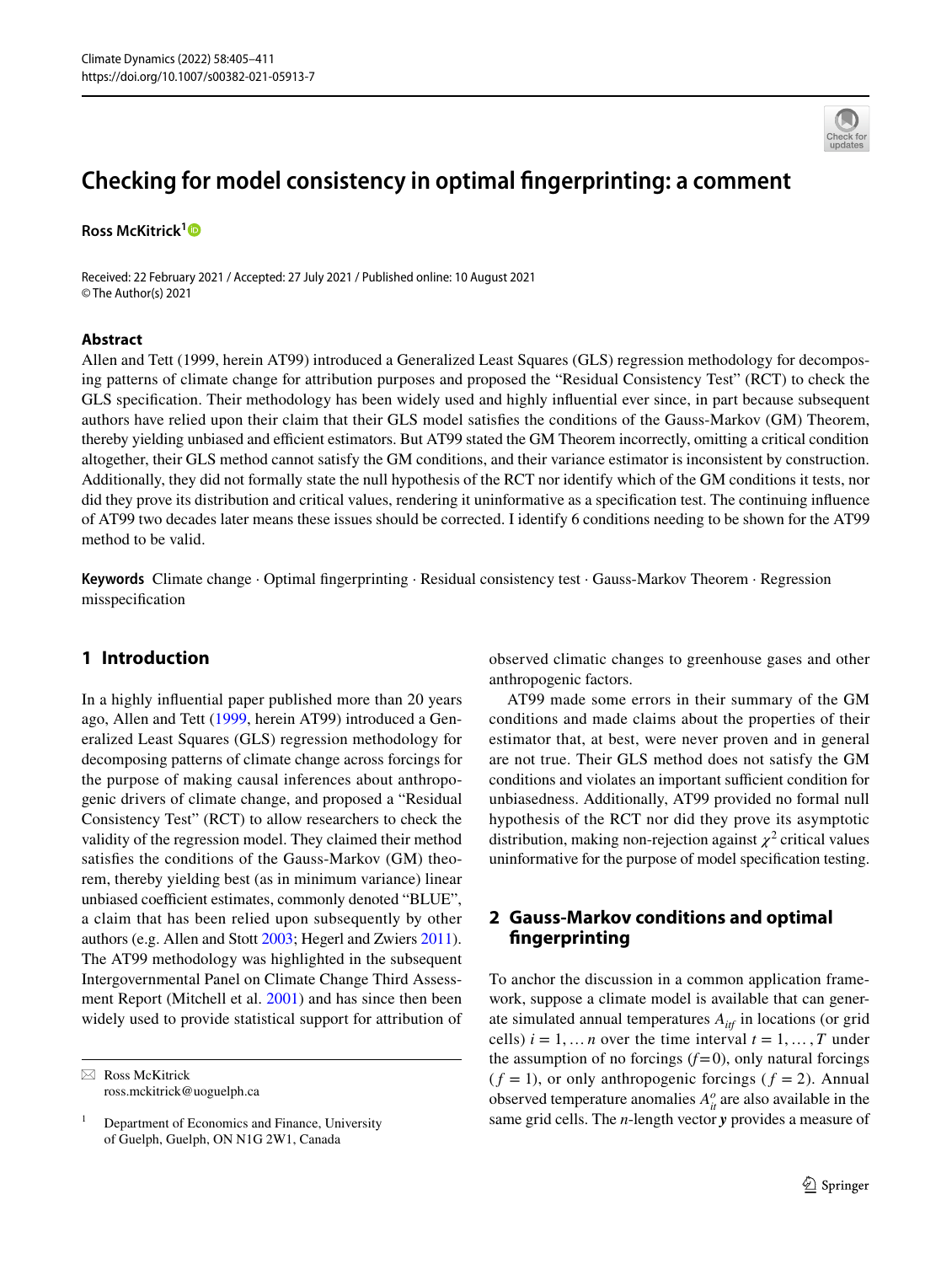# Checking for model consistency in optimal fingerprinting: a comment

**Ross McKitrick**[1]

Received: 22 February 2021 / Accepted: 27 July 2021 / Published online: 10 August 2021
© The Author(s) 2021

## Abstract

Allen and Tett (1999, herein AT99) introduced a Generalized Least Squares (GLS) regression methodology for decomposing patterns of climate change for attribution purposes and proposed the "Residual Consistency Test" (RCT) to check the GLS specification. Their methodology has been widely used and highly influential ever since, in part because subsequent authors have relied upon their claim that their GLS model satisfies the conditions of the Gauss-Markov (GM) Theorem, thereby yielding unbiased and efficient estimators. But AT99 stated the GM Theorem incorrectly, omitting a critical condition altogether, their GLS method cannot satisfy the GM conditions, and their variance estimator is inconsistent by construction. Additionally, they did not formally state the null hypothesis of the RCT nor identify which of the GM conditions it tests, nor did they prove its distribution and critical values, rendering it uninformative as a specification test. The continuing influence of AT99 two decades later means these issues should be corrected. I identify 6 conditions needing to be shown for the AT99 method to be valid.

**Keywords** Climate change · Optimal fingerprinting · Residual consistency test · Gauss-Markov Theorem · Regression misspecification

## 1 Introduction

In a highly influential paper published more than 20 years ago, Allen and Tett (1999, herein AT99) introduced a Generalized Least Squares (GLS) regression methodology for decomposing patterns of climate change across forcings for the purpose of making causal inferences about anthropogenic drivers of climate change, and proposed a "Residual Consistency Test" (RCT) to allow researchers to check the validity of the regression model. They claimed their method satisfies the conditions of the Gauss-Markov (GM) theorem, thereby yielding best (as in minimum variance) linear unbiased coefficient estimates, commonly denoted "BLUE", a claim that has been relied upon subsequently by other authors (e.g. Allen and Stott 2003; Hegerl and Zwiers 2011). The AT99 methodology was highlighted in the subsequent Intergovernmental Panel on Climate Change Third Assessment Report (Mitchell et al. 2001) and has since then been widely used to provide statistical support for attribution of observed climatic changes to greenhouse gases and other anthropogenic factors.

AT99 made some errors in their summary of the GM conditions and made claims about the properties of their estimator that, at best, were never proven and in general are not true. Their GLS method does not satisfy the GM conditions and violates an important sufficient condition for unbiasedness. Additionally, AT99 provided no formal null hypothesis of the RCT nor did they prove its asymptotic distribution, making non-rejection against $\chi^2$ critical values uninformative for the purpose of model specification testing.

## 2 Gauss-Markov conditions and optimal fingerprinting

To anchor the discussion in a common application framework, suppose a climate model is available that can generate simulated annual temperatures $A_{itf}$ in locations (or grid cells) $i = 1, \ldots n$ over the time interval $t = 1, \ldots, T$ under the assumption of no forcings ($f$=0), only natural forcings ($f = 1$), or only anthropogenic forcings ($f = 2$). Annual observed temperature anomalies $A^o_{it}$ are also available in the same grid cells. The $n$-length vector $\boldsymbol{y}$ provides a measure of

---

✉ Ross McKitrick
ross.mckitrick@uoguelph.ca

[1] Department of Economics and Finance, University of Guelph, Guelph, ON N1G 2W1, Canada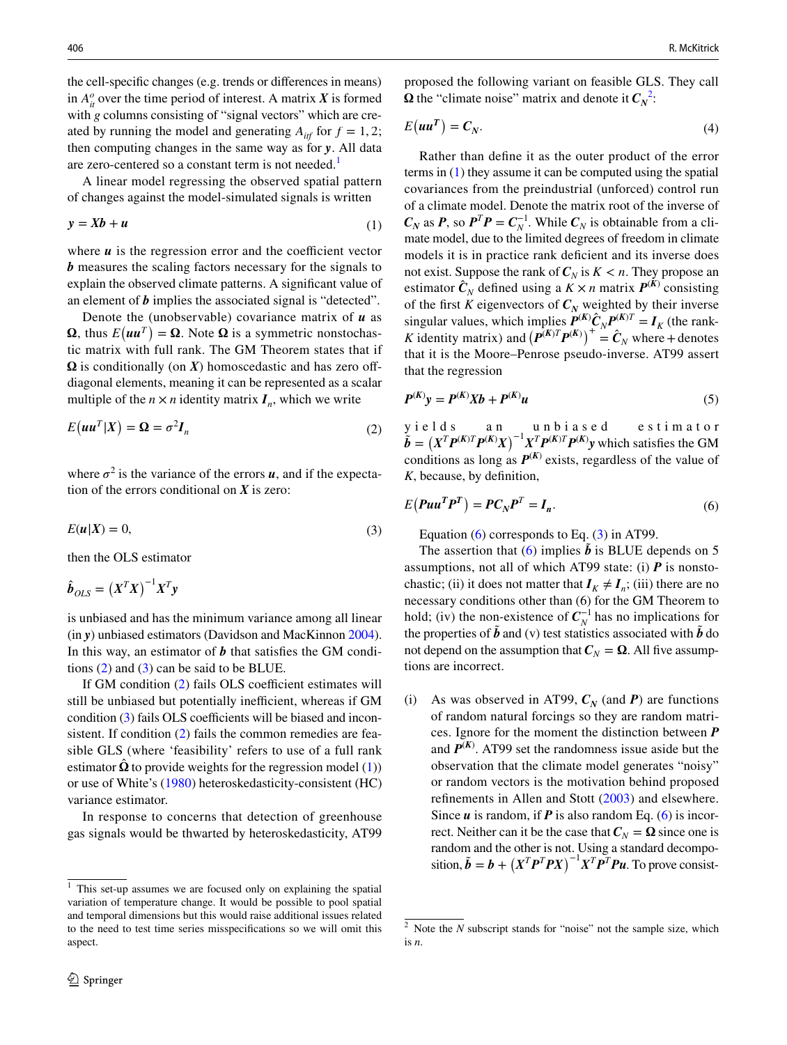the cell-specific changes (e.g. trends or differences in means) in $A_{it}^{o}$ over the time period of interest. A matrix $\boldsymbol{X}$ is formed with $g$ columns consisting of "signal vectors" which are created by running the model and generating $A_{itf}$ for $f = 1, 2$; then computing changes in the same way as for $\boldsymbol{y}$. All data are zero-centered so a constant term is not needed.[1]

A linear model regressing the observed spatial pattern of changes against the model-simulated signals is written

$$\boldsymbol{y} = \boldsymbol{X}\boldsymbol{b} + \boldsymbol{u} \tag{1}$$

where $\boldsymbol{u}$ is the regression error and the coefficient vector $\boldsymbol{b}$ measures the scaling factors necessary for the signals to explain the observed climate patterns. A significant value of an element of $\boldsymbol{b}$ implies the associated signal is "detected".

Denote the (unobservable) covariance matrix of $\boldsymbol{u}$ as $\boldsymbol{\Omega}$, thus $E\left(\boldsymbol{u}\boldsymbol{u}^{T}\right) = \boldsymbol{\Omega}$. Note $\boldsymbol{\Omega}$ is a symmetric nonstochastic matrix with full rank. The GM Theorem states that if $\boldsymbol{\Omega}$ is conditionally (on $\boldsymbol{X}$) homoscedastic and has zero off-diagonal elements, meaning it can be represented as a scalar multiple of the $n \times n$ identity matrix $\boldsymbol{I}_n$, which we write

$$E\left(\boldsymbol{u}\boldsymbol{u}^{T}|\boldsymbol{X}\right) = \boldsymbol{\Omega} = \sigma^{2}\boldsymbol{I}_{n} \tag{2}$$

where $\sigma^2$ is the variance of the errors $\boldsymbol{u}$, and if the expectation of the errors conditional on $\boldsymbol{X}$ is zero:

$$E(\boldsymbol{u}|\boldsymbol{X}) = 0, \tag{3}$$

then the OLS estimator

$$\hat{\boldsymbol{b}}_{OLS} = \left(\boldsymbol{X}^{T}\boldsymbol{X}\right)^{-1}\boldsymbol{X}^{T}\boldsymbol{y}$$

is unbiased and has the minimum variance among all linear (in $\boldsymbol{y}$) unbiased estimators (Davidson and MacKinnon 2004). In this way, an estimator of $\boldsymbol{b}$ that satisfies the GM conditions (2) and (3) can be said to be BLUE.

If GM condition (2) fails OLS coefficient estimates will still be unbiased but potentially inefficient, whereas if GM condition (3) fails OLS coefficients will be biased and inconsistent. If condition (2) fails the common remedies are feasible GLS (where 'feasibility' refers to use of a full rank estimator $\hat{\boldsymbol{\Omega}}$ to provide weights for the regression model (1)) or use of White's (1980) heteroskedasticity-consistent (HC) variance estimator.

In response to concerns that detection of greenhouse gas signals would be thwarted by heteroskedasticity, AT99 proposed the following variant on feasible GLS. They call $\boldsymbol{\Omega}$ the "climate noise" matrix and denote it $\boldsymbol{C_N}$[2]:

$$E\left(\boldsymbol{u}\boldsymbol{u}^{\boldsymbol{T}}\right) = \boldsymbol{C_N}. \tag{4}$$

Rather than define it as the outer product of the error terms in (1) they assume it can be computed using the spatial covariances from the preindustrial (unforced) control run of a climate model. Denote the matrix root of the inverse of $\boldsymbol{C_N}$ as $\boldsymbol{P}$, so $\boldsymbol{P}^{T}\boldsymbol{P} = \boldsymbol{C}_N^{-1}$. While $\boldsymbol{C}_N$ is obtainable from a climate model, due to the limited degrees of freedom in climate models it is in practice rank deficient and its inverse does not exist. Suppose the rank of $\boldsymbol{C}_N$ is $K < n$. They propose an estimator $\hat{\boldsymbol{C}}_N$ defined using a $K \times n$ matrix $\boldsymbol{P}^{(\boldsymbol{K})}$ consisting of the first $K$ eigenvectors of $\boldsymbol{C_N}$ weighted by their inverse singular values, which implies $\boldsymbol{P}^{(\boldsymbol{K})}\hat{\boldsymbol{C}}_N\boldsymbol{P}^{(\boldsymbol{K})T} = \boldsymbol{I}_K$ (the rank-$K$ identity matrix) and $\left(\boldsymbol{P}^{(\boldsymbol{K})T}\boldsymbol{P}^{(\boldsymbol{K})}\right)^{+} = \hat{\boldsymbol{C}}_N$ where + denotes that it is the Moore–Penrose pseudo-inverse. AT99 assert that the regression

$$\boldsymbol{P}^{(\boldsymbol{K})}\boldsymbol{y} = \boldsymbol{P}^{(\boldsymbol{K})}\boldsymbol{X}\boldsymbol{b} + \boldsymbol{P}^{(\boldsymbol{K})}\boldsymbol{u} \tag{5}$$

yields an unbiased estimator $\tilde{\boldsymbol{b}} = \left(\boldsymbol{X}^{T}\boldsymbol{P}^{(\boldsymbol{K})T}\boldsymbol{P}^{(\boldsymbol{K})}\boldsymbol{X}\right)^{-1}\boldsymbol{X}^{T}\boldsymbol{P}^{(\boldsymbol{K})T}\boldsymbol{P}^{(\boldsymbol{K})}\boldsymbol{y}$ which satisfies the GM conditions as long as $\boldsymbol{P}^{(\boldsymbol{K})}$ exists, regardless of the value of $K$, because, by definition,

$$E\left(\boldsymbol{P}\boldsymbol{u}\boldsymbol{u}^{\boldsymbol{T}}\boldsymbol{P}^{\boldsymbol{T}}\right) = \boldsymbol{P}\boldsymbol{C}_N\boldsymbol{P}^{T} = \boldsymbol{I}_{\boldsymbol{n}}. \tag{6}$$

Equation (6) corresponds to Eq. (3) in AT99.

The assertion that (6) implies $\tilde{\boldsymbol{b}}$ is BLUE depends on 5 assumptions, not all of which AT99 state: (i) $\boldsymbol{P}$ is nonstochastic; (ii) it does not matter that $\boldsymbol{I}_K \neq \boldsymbol{I}_n$; (iii) there are no necessary conditions other than (6) for the GM Theorem to hold; (iv) the non-existence of $\boldsymbol{C}_N^{-1}$ has no implications for the properties of $\tilde{\boldsymbol{b}}$ and (v) test statistics associated with $\tilde{\boldsymbol{b}}$ do not depend on the assumption that $\boldsymbol{C}_N = \boldsymbol{\Omega}$. All five assumptions are incorrect.

(i) As was observed in AT99, $\boldsymbol{C}_N$ (and $\boldsymbol{P}$) are functions of random natural forcings so they are random matrices. Ignore for the moment the distinction between $\boldsymbol{P}$ and $\boldsymbol{P}^{(\boldsymbol{K})}$. AT99 set the randomness issue aside but the observation that the climate model generates "noisy" or random vectors is the motivation behind proposed refinements in Allen and Stott (2003) and elsewhere. Since $\boldsymbol{u}$ is random, if $\boldsymbol{P}$ is also random Eq. (6) is incorrect. Neither can it be the case that $\boldsymbol{C}_N = \boldsymbol{\Omega}$ since one is random and the other is not. Using a standard decomposition, $\tilde{\boldsymbol{b}} = \boldsymbol{b} + \left(\boldsymbol{X}^{T}\boldsymbol{P}^{T}\boldsymbol{P}\boldsymbol{X}\right)^{-1}\boldsymbol{X}^{T}\boldsymbol{P}^{T}\boldsymbol{P}\boldsymbol{u}$. To prove consist-

---

[1] This set-up assumes we are focused only on explaining the spatial variation of temperature change. It would be possible to pool spatial and temporal dimensions but this would raise additional issues related to the need to test time series misspecifications so we will omit this aspect.

[2] Note the $N$ subscript stands for "noise" not the sample size, which is $n$.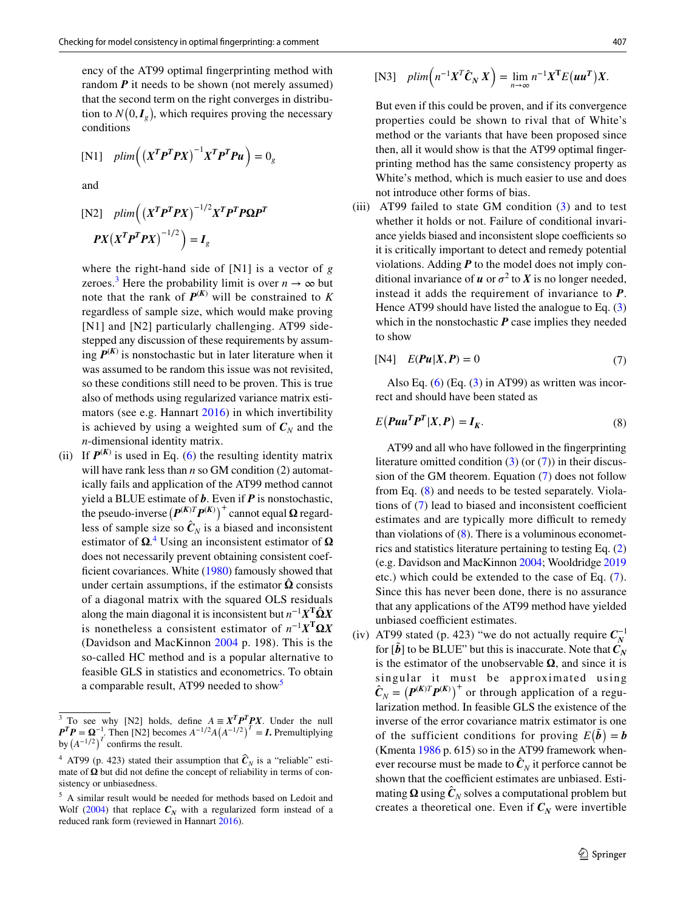ency of the AT99 optimal fingerprinting method with random $\boldsymbol{P}$ it needs to be shown (not merely assumed) that the second term on the right converges in distribution to $N(0, \boldsymbol{I}_g)$, which requires proving the necessary conditions

$$\text{[N1]} \quad plim\left( \left(\boldsymbol{X^T P^T P X}\right)^{-1} \boldsymbol{X^T P^T P u} \right) = 0_g$$

and

$$\text{[N2]} \quad plim\left( \left(\boldsymbol{X^T P^T P X}\right)^{-1/2} \boldsymbol{X^T P^T P \Omega P^T P X} \left(\boldsymbol{X^T P^T P X}\right)^{-1/2} \right) = \boldsymbol{I}_g$$

where the right-hand side of [N1] is a vector of $g$ zeroes.[3] Here the probability limit is over $n \to \infty$ but note that the rank of $\boldsymbol{P}^{(K)}$ will be constrained to $K$ regardless of sample size, which would make proving [N1] and [N2] particularly challenging. AT99 sidestepped any discussion of these requirements by assuming $\boldsymbol{P}^{(K)}$ is nonstochastic but in later literature when it was assumed to be random this issue was not revisited, so these conditions still need to be proven. This is true also of methods using regularized variance matrix estimators (see e.g. Hannart 2016) in which invertibility is achieved by using a weighted sum of $\boldsymbol{C}_N$ and the $n$-dimensional identity matrix.

(ii) If $\boldsymbol{P}^{(K)}$ is used in Eq. (6) the resulting identity matrix will have rank less than $n$ so GM condition (2) automatically fails and application of the AT99 method cannot yield a BLUE estimate of $\boldsymbol{b}$. Even if $\boldsymbol{P}$ is nonstochastic, the pseudo-inverse $\left(\boldsymbol{P}^{(K)T}\boldsymbol{P}^{(K)}\right)^+$ cannot equal $\boldsymbol{\Omega}$ regardless of sample size so $\hat{\boldsymbol{C}}_N$ is a biased and inconsistent estimator of $\boldsymbol{\Omega}$.[4] Using an inconsistent estimator of $\boldsymbol{\Omega}$ does not necessarily prevent obtaining consistent coefficient covariances. White (1980) famously showed that under certain assumptions, if the estimator $\hat{\boldsymbol{\Omega}}$ consists of a diagonal matrix with the squared OLS residuals along the main diagonal it is inconsistent but $n^{-1}\boldsymbol{X}^{\mathbf{T}}\hat{\boldsymbol{\Omega}}\boldsymbol{X}$ is nonetheless a consistent estimator of $n^{-1}\boldsymbol{X}^{\mathbf{T}}\boldsymbol{\Omega}\boldsymbol{X}$ (Davidson and MacKinnon 2004 p. 198). This is the so-called HC method and is a popular alternative to feasible GLS in statistics and econometrics. To obtain a comparable result, AT99 needed to show[5]

$$\text{[N3]} \quad plim\left(n^{-1}\boldsymbol{X}^T\hat{\boldsymbol{C}}_N\,\boldsymbol{X}\right) = \lim_{n\to\infty} n^{-1}\boldsymbol{X}^{\mathbf{T}}E\left(\boldsymbol{u}\boldsymbol{u}^{\boldsymbol{T}}\right)\boldsymbol{X}.$$

But even if this could be proven, and if its convergence properties could be shown to rival that of White's method or the variants that have been proposed since then, all it would show is that the AT99 optimal fingerprinting method has the same consistency property as White's method, which is much easier to use and does not introduce other forms of bias.

(iii) AT99 failed to state GM condition (3) and to test whether it holds or not. Failure of conditional invariance yields biased and inconsistent slope coefficients so it is critically important to detect and remedy potential violations. Adding $\boldsymbol{P}$ to the model does not imply conditional invariance of $\boldsymbol{u}$ or $\sigma^2$ to $\boldsymbol{X}$ is no longer needed, instead it adds the requirement of invariance to $\boldsymbol{P}$. Hence AT99 should have listed the analogue to Eq. (3) which in the nonstochastic $\boldsymbol{P}$ case implies they needed to show

$$\text{[N4]} \quad E(\boldsymbol{Pu}|\boldsymbol{X}, \boldsymbol{P}) = 0 \tag{7}$$

Also Eq. (6) (Eq. (3) in AT99) as written was incorrect and should have been stated as

$$E\left(\boldsymbol{Puu^T P^T}|\boldsymbol{X}, \boldsymbol{P}\right) = \boldsymbol{I_K}. \tag{8}$$

AT99 and all who have followed in the fingerprinting literature omitted condition (3) (or (7)) in their discussion of the GM theorem. Equation (7) does not follow from Eq. (8) and needs to be tested separately. Violations of (7) lead to biased and inconsistent coefficient estimates and are typically more difficult to remedy than violations of (8). There is a voluminous econometrics and statistics literature pertaining to testing Eq. (2) (e.g. Davidson and MacKinnon 2004; Wooldridge 2019 etc.) which could be extended to the case of Eq. (7). Since this has never been done, there is no assurance that any applications of the AT99 method have yielded unbiased coefficient estimates.

(iv) AT99 stated (p. 423) "we do not actually require $\boldsymbol{C}_N^{-1}$ for $[\tilde{\boldsymbol{b}}]$ to be BLUE" but this is inaccurate. Note that $\boldsymbol{C}_N$ is the estimator of the unobservable $\boldsymbol{\Omega}$, and since it is singular it must be approximated using $\hat{\boldsymbol{C}}_N = \left(\boldsymbol{P}^{(K)T}\boldsymbol{P}^{(K)}\right)^+$ or through application of a regularization method. In feasible GLS the existence of the inverse of the error covariance matrix estimator is one of the sufficient conditions for proving $E\left(\tilde{\boldsymbol{b}}\right) = \boldsymbol{b}$ (Kmenta 1986 p. 615) so in the AT99 framework whenever recourse must be made to $\hat{\boldsymbol{C}}_N$ it perforce cannot be shown that the coefficient estimates are unbiased. Estimating $\boldsymbol{\Omega}$ using $\hat{\boldsymbol{C}}_N$ solves a computational problem but creates a theoretical one. Even if $\boldsymbol{C}_N$ were invertible

---

[3] To see why [N2] holds, define $A \equiv \boldsymbol{X^T P^T P X}$. Under the null $\boldsymbol{P^T P} = \boldsymbol{\Omega}^{-1}$. Then [N2] becomes $A^{-1/2}A\left(A^{-1/2}\right)^T = \boldsymbol{I}$. Premultiplying by $\left(A^{-1/2}\right)^T$ confirms the result.

[4] AT99 (p. 423) stated their assumption that $\hat{\boldsymbol{C}}_N$ is a "reliable" estimate of $\boldsymbol{\Omega}$ but did not define the concept of reliability in terms of consistency or unbiasedness.

[5] A similar result would be needed for methods based on Ledoit and Wolf (2004) that replace $\boldsymbol{C}_N$ with a regularized form instead of a reduced rank form (reviewed in Hannart 2016).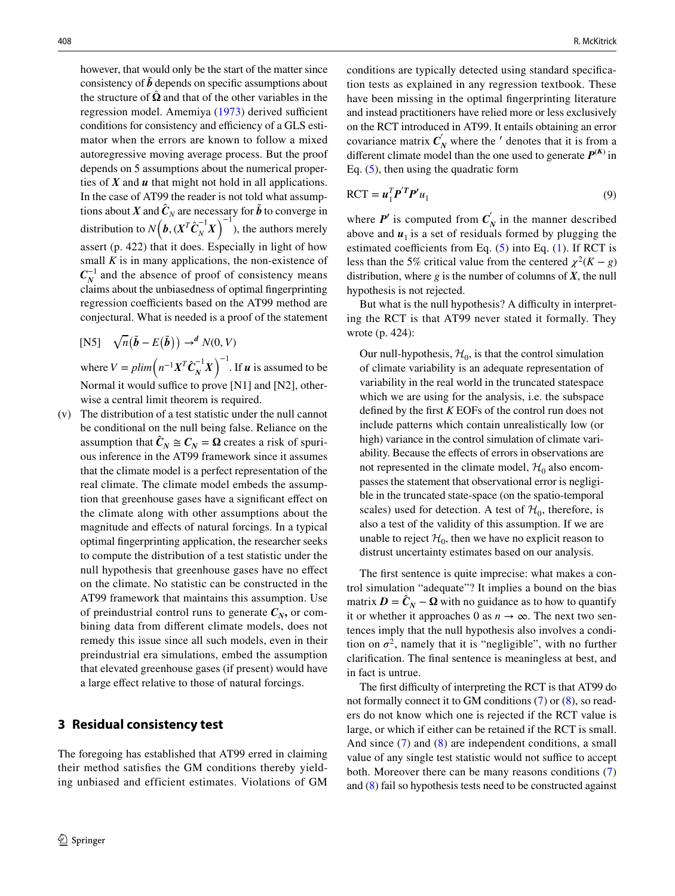however, that would only be the start of the matter since consistency of $\tilde{\boldsymbol{b}}$ depends on specific assumptions about the structure of $\hat{\boldsymbol{\Omega}}$ and that of the other variables in the regression model. Amemiya (1973) derived sufficient conditions for consistency and efficiency of a GLS estimator when the errors are known to follow a mixed autoregressive moving average process. But the proof depends on 5 assumptions about the numerical properties of $\boldsymbol{X}$ and $\boldsymbol{u}$ that might not hold in all applications. In the case of AT99 the reader is not told what assumptions about $\boldsymbol{X}$ and $\hat{\boldsymbol{C}}_N$ are necessary for $\tilde{\boldsymbol{b}}$ to converge in distribution to $N\left(\boldsymbol{b}, \left(\boldsymbol{X}^T\hat{\boldsymbol{C}}_N^{-1}\boldsymbol{X}\right)^{-1}\right)$, the authors merely assert (p. 422) that it does. Especially in light of how small $K$ is in many applications, the non-existence of $\boldsymbol{C}_N^{-1}$ and the absence of proof of consistency means claims about the unbiasedness of optimal fingerprinting regression coefficients based on the AT99 method are conjectural. What is needed is a proof of the statement

[N5] $\quad \sqrt{n}\left(\tilde{\boldsymbol{b}} - E\left(\tilde{\boldsymbol{b}}\right)\right) \rightarrow^d N(0, V)$

where $V = plim\left(n^{-1}\boldsymbol{X}^T\hat{\boldsymbol{C}}_N^{-1}\boldsymbol{X}\right)^{-1}$. If $\boldsymbol{u}$ is assumed to be Normal it would suffice to prove [N1] and [N2], otherwise a central limit theorem is required.

(v) The distribution of a test statistic under the null cannot be conditional on the null being false. Reliance on the assumption that $\hat{\boldsymbol{C}}_N \cong \boldsymbol{C}_N = \boldsymbol{\Omega}$ creates a risk of spurious inference in the AT99 framework since it assumes that the climate model is a perfect representation of the real climate. The climate model embeds the assumption that greenhouse gases have a significant effect on the climate along with other assumptions about the magnitude and effects of natural forcings. In a typical optimal fingerprinting application, the researcher seeks to compute the distribution of a test statistic under the null hypothesis that greenhouse gases have no effect on the climate. No statistic can be constructed in the AT99 framework that maintains this assumption. Use of preindustrial control runs to generate $\boldsymbol{C}_N$, or combining data from different climate models, does not remedy this issue since all such models, even in their preindustrial era simulations, embed the assumption that elevated greenhouse gases (if present) would have a large effect relative to those of natural forcings.

## 3 Residual consistency test

The foregoing has established that AT99 erred in claiming their method satisfies the GM conditions thereby yielding unbiased and efficient estimates. Violations of GM conditions are typically detected using standard specification tests as explained in any regression textbook. These have been missing in the optimal fingerprinting literature and instead practitioners have relied more or less exclusively on the RCT introduced in AT99. It entails obtaining an error covariance matrix $\boldsymbol{C}_N^{'}$ where the $'$ denotes that it is from a different climate model than the one used to generate $\boldsymbol{P}^{(K)}$ in Eq. (5), then using the quadratic form

$$\text{RCT} = \boldsymbol{u}_1^T\boldsymbol{P}'^T\boldsymbol{P}'u_1 \tag{9}$$

where $\boldsymbol{P}'$ is computed from $\boldsymbol{C}_N^{'}$ in the manner described above and $\boldsymbol{u}_1$ is a set of residuals formed by plugging the estimated coefficients from Eq. (5) into Eq. (1). If RCT is less than the 5% critical value from the centered $\chi^2(K-g)$ distribution, where $g$ is the number of columns of $\boldsymbol{X}$, the null hypothesis is not rejected.

But what is the null hypothesis? A difficulty in interpreting the RCT is that AT99 never stated it formally. They wrote (p. 424):

> Our null-hypothesis, $\mathcal{H}_0$, is that the control simulation of climate variability is an adequate representation of variability in the real world in the truncated statespace which we are using for the analysis, i.e. the subspace defined by the first $K$ EOFs of the control run does not include patterns which contain unrealistically low (or high) variance in the control simulation of climate variability. Because the effects of errors in observations are not represented in the climate model, $\mathcal{H}_0$ also encompasses the statement that observational error is negligible in the truncated state-space (on the spatio-temporal scales) used for detection. A test of $\mathcal{H}_0$, therefore, is also a test of the validity of this assumption. If we are unable to reject $\mathcal{H}_0$, then we have no explicit reason to distrust uncertainty estimates based on our analysis.

The first sentence is quite imprecise: what makes a control simulation "adequate"? It implies a bound on the bias matrix $\boldsymbol{D} = \hat{\boldsymbol{C}}_N - \boldsymbol{\Omega}$ with no guidance as to how to quantify it or whether it approaches 0 as $n \rightarrow \infty$. The next two sentences imply that the null hypothesis also involves a condition on $\sigma^2$, namely that it is "negligible", with no further clarification. The final sentence is meaningless at best, and in fact is untrue.

The first difficulty of interpreting the RCT is that AT99 do not formally connect it to GM conditions (7) or (8), so readers do not know which one is rejected if the RCT value is large, or which if either can be retained if the RCT is small. And since (7) and (8) are independent conditions, a small value of any single test statistic would not suffice to accept both. Moreover there can be many reasons conditions (7) and (8) fail so hypothesis tests need to be constructed against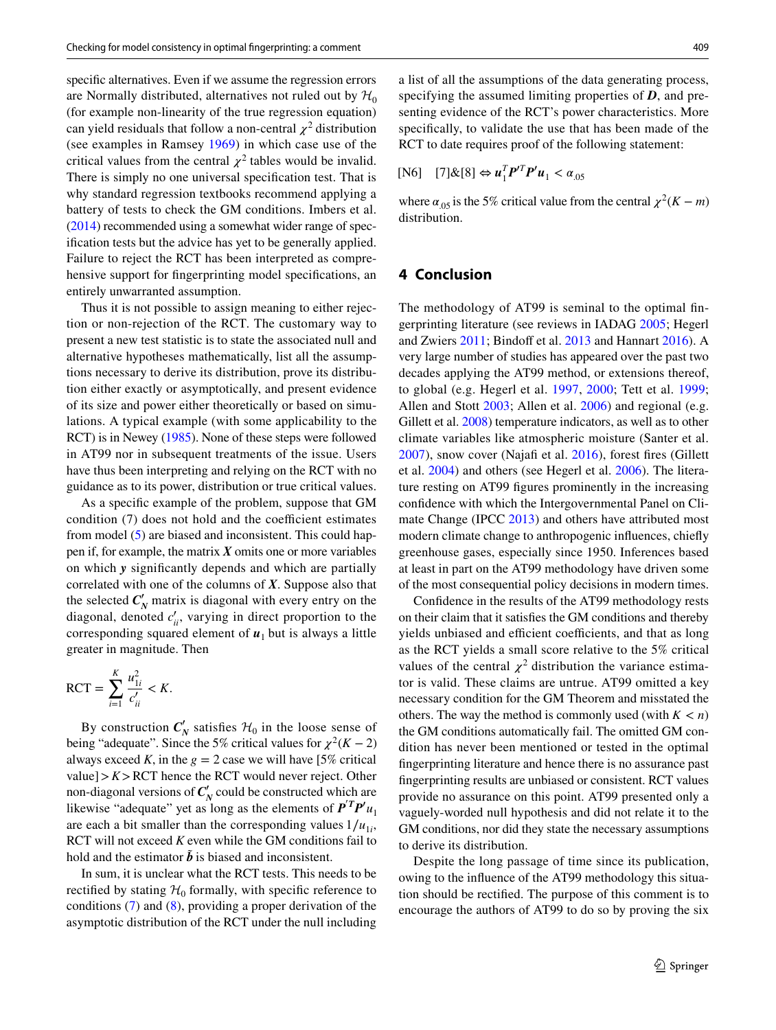specific alternatives. Even if we assume the regression errors are Normally distributed, alternatives not ruled out by $\mathcal{H}_0$ (for example non-linearity of the true regression equation) can yield residuals that follow a non-central $\chi^2$ distribution (see examples in Ramsey 1969) in which case use of the critical values from the central $\chi^2$ tables would be invalid. There is simply no one universal specification test. That is why standard regression textbooks recommend applying a battery of tests to check the GM conditions. Imbers et al. (2014) recommended using a somewhat wider range of specification tests but the advice has yet to be generally applied. Failure to reject the RCT has been interpreted as comprehensive support for fingerprinting model specifications, an entirely unwarranted assumption.

Thus it is not possible to assign meaning to either rejection or non-rejection of the RCT. The customary way to present a new test statistic is to state the associated null and alternative hypotheses mathematically, list all the assumptions necessary to derive its distribution, prove its distribution either exactly or asymptotically, and present evidence of its size and power either theoretically or based on simulations. A typical example (with some applicability to the RCT) is in Newey (1985). None of these steps were followed in AT99 nor in subsequent treatments of the issue. Users have thus been interpreting and relying on the RCT with no guidance as to its power, distribution or true critical values.

As a specific example of the problem, suppose that GM condition (7) does not hold and the coefficient estimates from model (5) are biased and inconsistent. This could happen if, for example, the matrix $\boldsymbol{X}$ omits one or more variables on which $\boldsymbol{y}$ significantly depends and which are partially correlated with one of the columns of $\boldsymbol{X}$. Suppose also that the selected $\boldsymbol{C}_N'$ matrix is diagonal with every entry on the diagonal, denoted $c_{ii}'$, varying in direct proportion to the corresponding squared element of $\boldsymbol{u}_1$ but is always a little greater in magnitude. Then

$$\text{RCT} = \sum_{i=1}^{K} \frac{u_{1i}^2}{c_{ii}'} < K.$$

By construction $\boldsymbol{C}_N'$ satisfies $\mathcal{H}_0$ in the loose sense of being "adequate". Since the 5% critical values for $\chi^2(K-2)$ always exceed $K$, in the $g=2$ case we will have [5% critical value] $> K >$ RCT hence the RCT would never reject. Other non-diagonal versions of $\boldsymbol{C}_N'$ could be constructed which are likewise "adequate" yet as long as the elements of $\boldsymbol{P}'^T\boldsymbol{P}'u_1$ are each a bit smaller than the corresponding values $1/u_{1i}$, RCT will not exceed $K$ even while the GM conditions fail to hold and the estimator $\tilde{\boldsymbol{b}}$ is biased and inconsistent.

In sum, it is unclear what the RCT tests. This needs to be rectified by stating $\mathcal{H}_0$ formally, with specific reference to conditions (7) and (8), providing a proper derivation of the asymptotic distribution of the RCT under the null including a list of all the assumptions of the data generating process, specifying the assumed limiting properties of $\boldsymbol{D}$, and presenting evidence of the RCT's power characteristics. More specifically, to validate the use that has been made of the RCT to date requires proof of the following statement:

$$\text{[N6]} \quad [7]\&[8] \Leftrightarrow \boldsymbol{u}_1^T\boldsymbol{P}'^T\boldsymbol{P}'\boldsymbol{u}_1 < \alpha_{.05}$$

where $\alpha_{.05}$ is the 5% critical value from the central $\chi^2(K-m)$ distribution.

## 4 Conclusion

The methodology of AT99 is seminal to the optimal fingerprinting literature (see reviews in IADAG 2005; Hegerl and Zwiers 2011; Bindoff et al. 2013 and Hannart 2016). A very large number of studies has appeared over the past two decades applying the AT99 method, or extensions thereof, to global (e.g. Hegerl et al. 1997, 2000; Tett et al. 1999; Allen and Stott 2003; Allen et al. 2006) and regional (e.g. Gillett et al. 2008) temperature indicators, as well as to other climate variables like atmospheric moisture (Santer et al. 2007), snow cover (Najafi et al. 2016), forest fires (Gillett et al. 2004) and others (see Hegerl et al. 2006). The literature resting on AT99 figures prominently in the increasing confidence with which the Intergovernmental Panel on Climate Change (IPCC 2013) and others have attributed most modern climate change to anthropogenic influences, chiefly greenhouse gases, especially since 1950. Inferences based at least in part on the AT99 methodology have driven some of the most consequential policy decisions in modern times.

Confidence in the results of the AT99 methodology rests on their claim that it satisfies the GM conditions and thereby yields unbiased and efficient coefficients, and that as long as the RCT yields a small score relative to the 5% critical values of the central $\chi^2$ distribution the variance estimator is valid. These claims are untrue. AT99 omitted a key necessary condition for the GM Theorem and misstated the others. The way the method is commonly used (with $K < n$) the GM conditions automatically fail. The omitted GM condition has never been mentioned or tested in the optimal fingerprinting literature and hence there is no assurance past fingerprinting results are unbiased or consistent. RCT values provide no assurance on this point. AT99 presented only a vaguely-worded null hypothesis and did not relate it to the GM conditions, nor did they state the necessary assumptions to derive its distribution.

Despite the long passage of time since its publication, owing to the influence of the AT99 methodology this situation should be rectified. The purpose of this comment is to encourage the authors of AT99 to do so by proving the six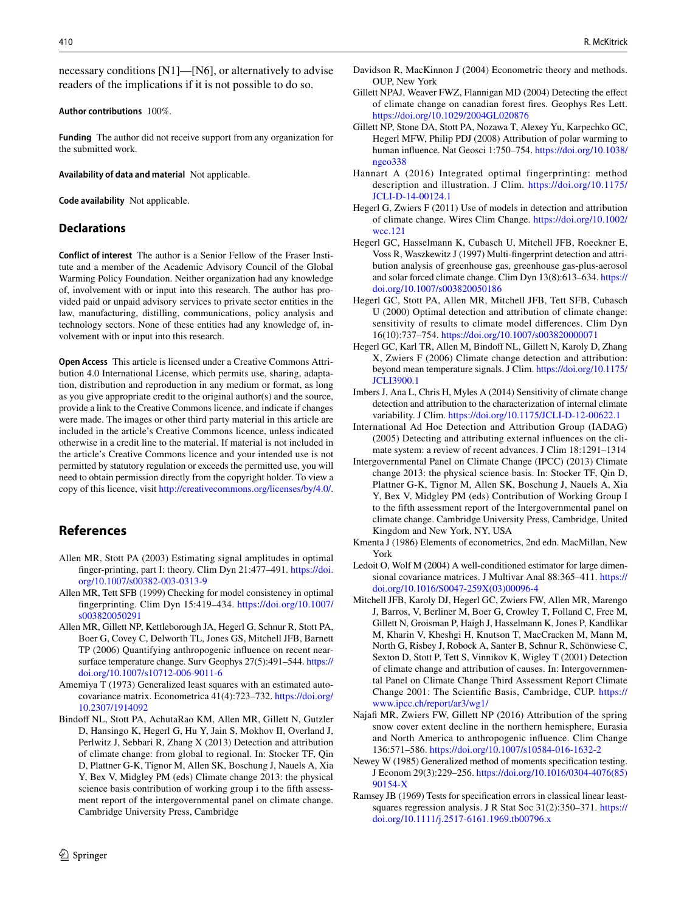necessary conditions [N1]—[N6], or alternatively to advise readers of the implications if it is not possible to do so.

**Author contributions** 100%.

**Funding** The author did not receive support from any organization for the submitted work.

**Availability of data and material** Not applicable.

**Code availability** Not applicable.

## Declarations

**Conflict of interest** The author is a Senior Fellow of the Fraser Institute and a member of the Academic Advisory Council of the Global Warming Policy Foundation. Neither organization had any knowledge of, involvement with or input into this research. The author has provided paid or unpaid advisory services to private sector entities in the law, manufacturing, distilling, communications, policy analysis and technology sectors. None of these entities had any knowledge of, involvement with or input into this research.

**Open Access** This article is licensed under a Creative Commons Attribution 4.0 International License, which permits use, sharing, adaptation, distribution and reproduction in any medium or format, as long as you give appropriate credit to the original author(s) and the source, provide a link to the Creative Commons licence, and indicate if changes were made. The images or other third party material in this article are included in the article's Creative Commons licence, unless indicated otherwise in a credit line to the material. If material is not included in the article's Creative Commons licence and your intended use is not permitted by statutory regulation or exceeds the permitted use, you will need to obtain permission directly from the copyright holder. To view a copy of this licence, visit http://creativecommons.org/licenses/by/4.0/.

## References

Allen MR, Stott PA (2003) Estimating signal amplitudes in optimal finger-printing, part I: theory. Clim Dyn 21:477–491. https://doi.org/10.1007/s00382-003-0313-9

Allen MR, Tett SFB (1999) Checking for model consistency in optimal fingerprinting. Clim Dyn 15:419–434. https://doi.org/10.1007/s003820050291

Allen MR, Gillett NP, Kettleborough JA, Hegerl G, Schnur R, Stott PA, Boer G, Covey C, Delworth TL, Jones GS, Mitchell JFB, Barnett TP (2006) Quantifying anthropogenic influence on recent near-surface temperature change. Surv Geophys 27(5):491–544. https://doi.org/10.1007/s10712-006-9011-6

Amemiya T (1973) Generalized least squares with an estimated autocovariance matrix. Econometrica 41(4):723–732. https://doi.org/10.2307/1914092

Bindoff NL, Stott PA, AchutaRao KM, Allen MR, Gillett N, Gutzler D, Hansingo K, Hegerl G, Hu Y, Jain S, Mokhov II, Overland J, Perlwitz J, Sebbari R, Zhang X (2013) Detection and attribution of climate change: from global to regional. In: Stocker TF, Qin D, Plattner G-K, Tignor M, Allen SK, Boschung J, Nauels A, Xia Y, Bex V, Midgley PM (eds) Climate change 2013: the physical science basis contribution of working group i to the fifth assessment report of the intergovernmental panel on climate change. Cambridge University Press, Cambridge

Davidson R, MacKinnon J (2004) Econometric theory and methods. OUP, New York

Gillett NPAJ, Weaver FWZ, Flannigan MD (2004) Detecting the effect of climate change on canadian forest fires. Geophys Res Lett. https://doi.org/10.1029/2004GL020876

Gillett NP, Stone DA, Stott PA, Nozawa T, Alexey Yu, Karpechko GC, Hegerl MFW, Philip PDJ (2008) Attribution of polar warming to human influence. Nat Geosci 1:750–754. https://doi.org/10.1038/ngeo338

Hannart A (2016) Integrated optimal fingerprinting: method description and illustration. J Clim. https://doi.org/10.1175/JCLI-D-14-00124.1

Hegerl G, Zwiers F (2011) Use of models in detection and attribution of climate change. Wires Clim Change. https://doi.org/10.1002/wcc.121

Hegerl GC, Hasselmann K, Cubasch U, Mitchell JFB, Roeckner E, Voss R, Waszkewitz J (1997) Multi-fingerprint detection and attribution analysis of greenhouse gas, greenhouse gas-plus-aerosol and solar forced climate change. Clim Dyn 13(8):613–634. https://doi.org/10.1007/s003820050186

Hegerl GC, Stott PA, Allen MR, Mitchell JFB, Tett SFB, Cubasch U (2000) Optimal detection and attribution of climate change: sensitivity of results to climate model differences. Clim Dyn 16(10):737–754. https://doi.org/10.1007/s003820000071

Hegerl GC, Karl TR, Allen M, Bindoff NL, Gillett N, Karoly D, Zhang X, Zwiers F (2006) Climate change detection and attribution: beyond mean temperature signals. J Clim. https://doi.org/10.1175/JCLI3900.1

Imbers J, Ana L, Chris H, Myles A (2014) Sensitivity of climate change detection and attribution to the characterization of internal climate variability. J Clim. https://doi.org/10.1175/JCLI-D-12-00622.1

International Ad Hoc Detection and Attribution Group (IADAG) (2005) Detecting and attributing external influences on the climate system: a review of recent advances. J Clim 18:1291–1314

Intergovernmental Panel on Climate Change (IPCC) (2013) Climate change 2013: the physical science basis. In: Stocker TF, Qin D, Plattner G-K, Tignor M, Allen SK, Boschung J, Nauels A, Xia Y, Bex V, Midgley PM (eds) Contribution of Working Group I to the fifth assessment report of the Intergovernmental panel on climate change. Cambridge University Press, Cambridge, United Kingdom and New York, NY, USA

Kmenta J (1986) Elements of econometrics, 2nd edn. MacMillan, New York

Ledoit O, Wolf M (2004) A well-conditioned estimator for large dimensional covariance matrices. J Multivar Anal 88:365–411. https://doi.org/10.1016/S0047-259X(03)00096-4

Mitchell JFB, Karoly DJ, Hegerl GC, Zwiers FW, Allen MR, Marengo J, Barros, V, Berliner M, Boer G, Crowley T, Folland C, Free M, Gillett N, Groisman P, Haigh J, Hasselmann K, Jones P, Kandlikar M, Kharin V, Kheshgi H, Knutson T, MacCracken M, Mann M, North G, Risbey J, Robock A, Santer B, Schnur R, Schönwiese C, Sexton D, Stott P, Tett S, Vinnikov K, Wigley T (2001) Detection of climate change and attribution of causes. In: Intergovernmental Panel on Climate Change Third Assessment Report Climate Change 2001: The Scientific Basis, Cambridge, CUP. https://www.ipcc.ch/report/ar3/wg1/

Najafi MR, Zwiers FW, Gillett NP (2016) Attribution of the spring snow cover extent decline in the northern hemisphere, Eurasia and North America to anthropogenic influence. Clim Change 136:571–586. https://doi.org/10.1007/s10584-016-1632-2

Newey W (1985) Generalized method of moments specification testing. J Econom 29(3):229–256. https://doi.org/10.1016/0304-4076(85)90154-X

Ramsey JB (1969) Tests for specification errors in classical linear least-squares regression analysis. J R Stat Soc 31(2):350–371. https://doi.org/10.1111/j.2517-6161.1969.tb00796.x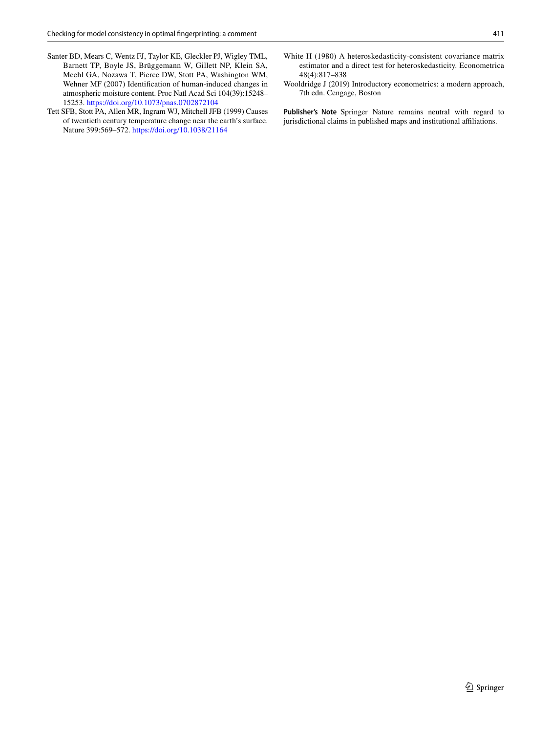Santer BD, Mears C, Wentz FJ, Taylor KE, Gleckler PJ, Wigley TML, Barnett TP, Boyle JS, Brüggemann W, Gillett NP, Klein SA, Meehl GA, Nozawa T, Pierce DW, Stott PA, Washington WM, Wehner MF (2007) Identification of human-induced changes in atmospheric moisture content. Proc Natl Acad Sci 104(39):15248–15253. https://doi.org/10.1073/pnas.0702872104

Tett SFB, Stott PA, Allen MR, Ingram WJ, Mitchell JFB (1999) Causes of twentieth century temperature change near the earth's surface. Nature 399:569–572. https://doi.org/10.1038/21164

White H (1980) A heteroskedasticity-consistent covariance matrix estimator and a direct test for heteroskedasticity. Econometrica 48(4):817–838

Wooldridge J (2019) Introductory econometrics: a modern approach, 7th edn. Cengage, Boston

**Publisher's Note** Springer Nature remains neutral with regard to jurisdictional claims in published maps and institutional affiliations.